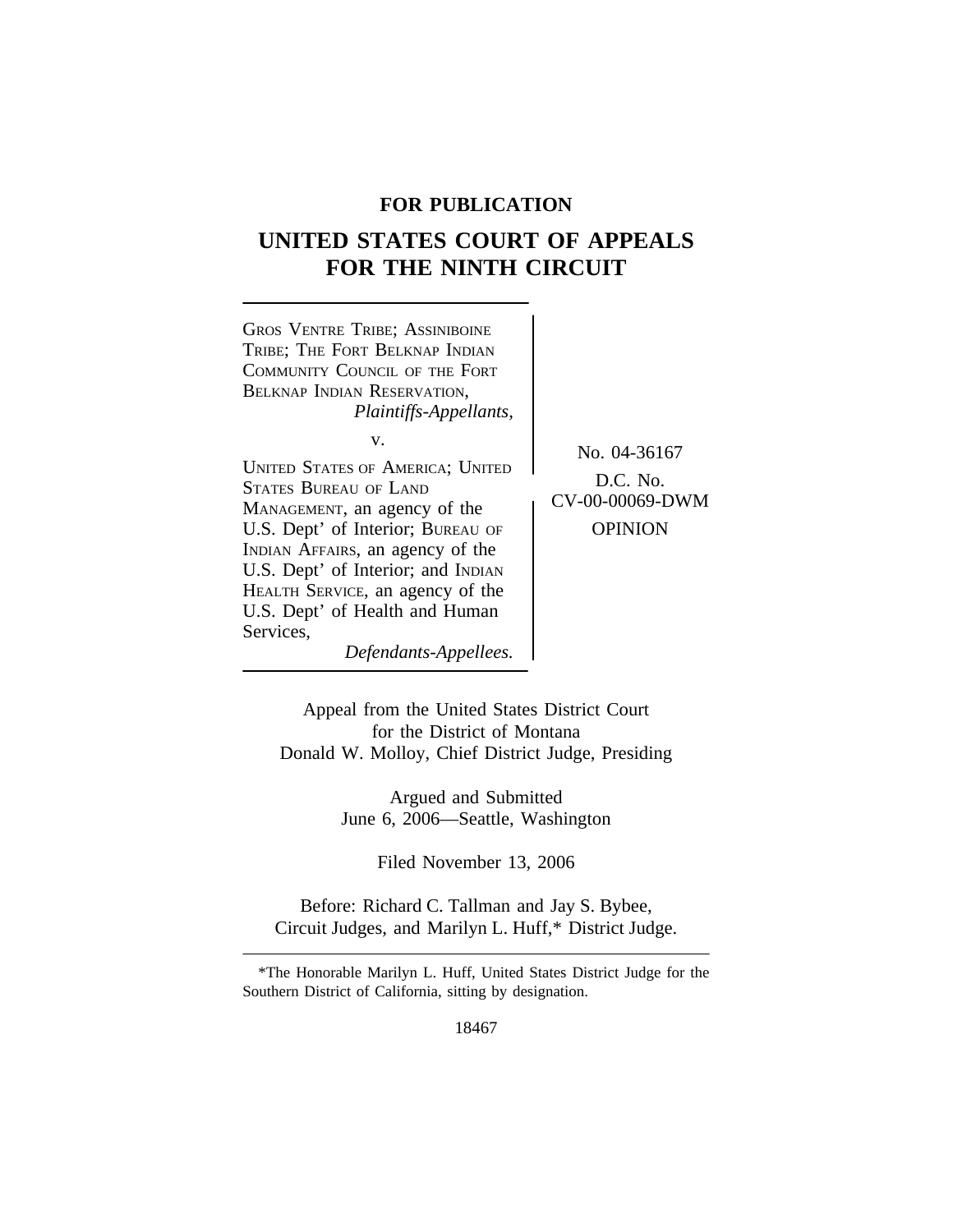**FOR PUBLICATION**

# UNITED STATES COURT OF APPEALS FOR THE NINTH CIRCUIT

GROS VENTRE TRIBE; ASSINIBOINE TRIBE; THE FORT BELKNAP INDIAN COMMUNITY COUNCIL OF THE FORT BELKNAP INDIAN RESERVATION,
*Plaintiffs-Appellants,*

v.

UNITED STATES OF AMERICA; UNITED STATES BUREAU OF LAND MANAGEMENT, an agency of the U.S. Dept' of Interior; BUREAU OF INDIAN AFFAIRS, an agency of the U.S. Dept' of Interior; and INDIAN HEALTH SERVICE, an agency of the U.S. Dept' of Health and Human Services,
*Defendants-Appellees.*

No. 04-36167

D.C. No. CV-00-00069-DWM

OPINION

Appeal from the United States District Court
for the District of Montana
Donald W. Molloy, Chief District Judge, Presiding

Argued and Submitted
June 6, 2006—Seattle, Washington

Filed November 13, 2006

Before: Richard C. Tallman and Jay S. Bybee, Circuit Judges, and Marilyn L. Huff,* District Judge.

*The Honorable Marilyn L. Huff, United States District Judge for the Southern District of California, sitting by designation.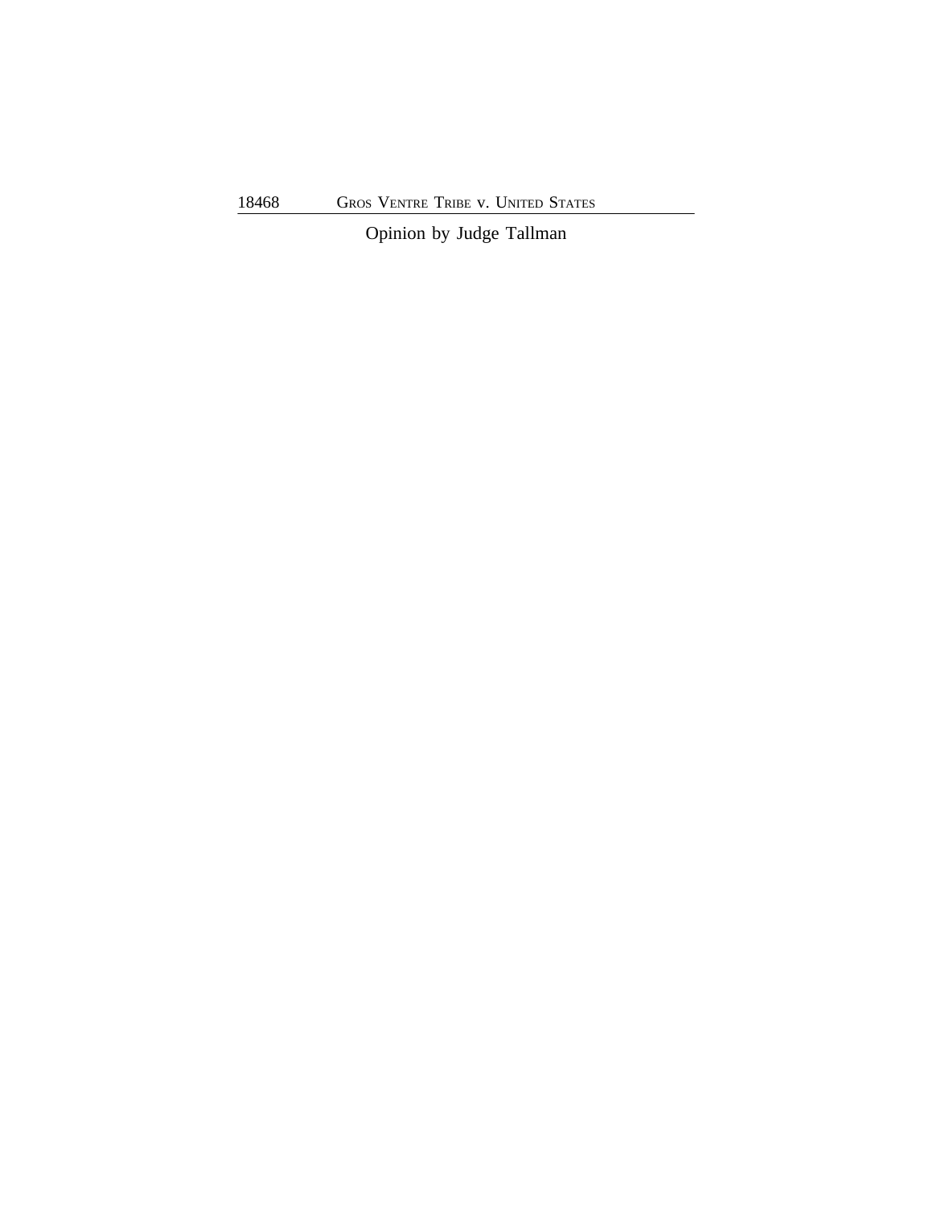Opinion by Judge Tallman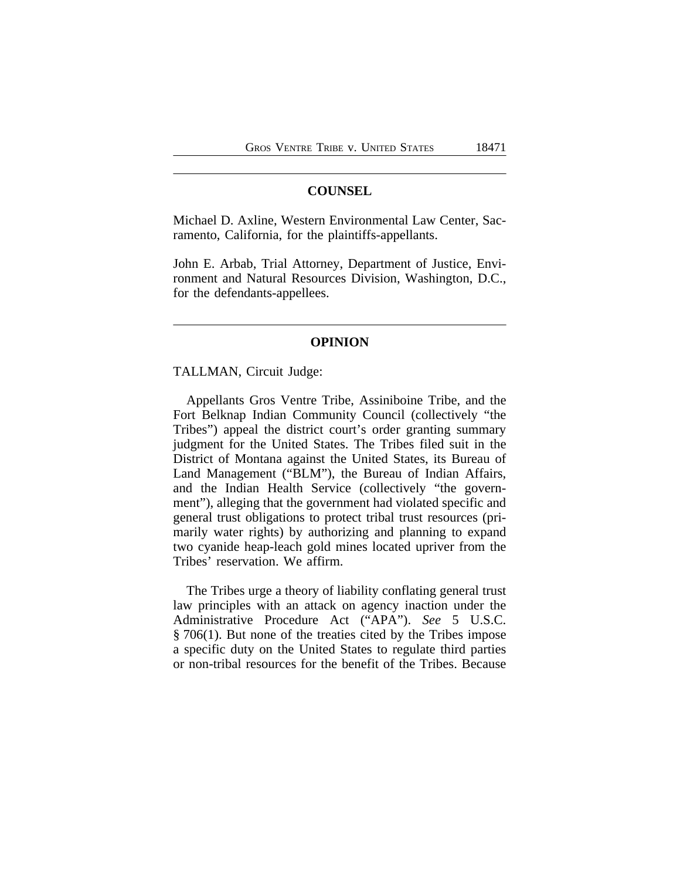## COUNSEL

Michael D. Axline, Western Environmental Law Center, Sacramento, California, for the plaintiffs-appellants.

John E. Arbab, Trial Attorney, Department of Justice, Environment and Natural Resources Division, Washington, D.C., for the defendants-appellees.

## OPINION

TALLMAN, Circuit Judge:

Appellants Gros Ventre Tribe, Assiniboine Tribe, and the Fort Belknap Indian Community Council (collectively "the Tribes") appeal the district court's order granting summary judgment for the United States. The Tribes filed suit in the District of Montana against the United States, its Bureau of Land Management ("BLM"), the Bureau of Indian Affairs, and the Indian Health Service (collectively "the government"), alleging that the government had violated specific and general trust obligations to protect tribal trust resources (primarily water rights) by authorizing and planning to expand two cyanide heap-leach gold mines located upriver from the Tribes' reservation. We affirm.

The Tribes urge a theory of liability conflating general trust law principles with an attack on agency inaction under the Administrative Procedure Act ("APA"). *See* 5 U.S.C. § 706(1). But none of the treaties cited by the Tribes impose a specific duty on the United States to regulate third parties or non-tribal resources for the benefit of the Tribes. Because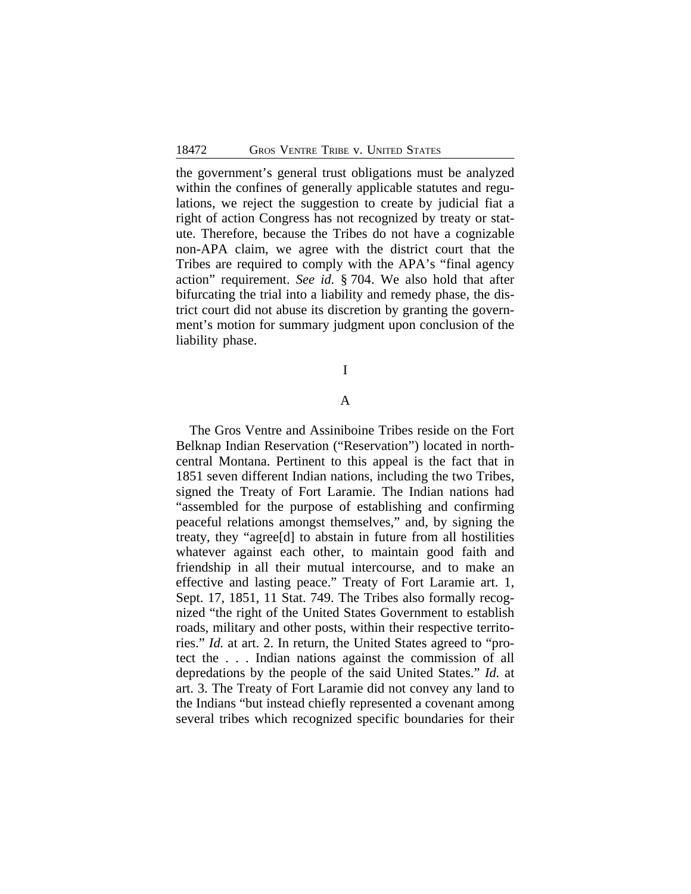the government's general trust obligations must be analyzed within the confines of generally applicable statutes and regulations, we reject the suggestion to create by judicial fiat a right of action Congress has not recognized by treaty or statute. Therefore, because the Tribes do not have a cognizable non-APA claim, we agree with the district court that the Tribes are required to comply with the APA's "final agency action" requirement. *See id.* § 704. We also hold that after bifurcating the trial into a liability and remedy phase, the district court did not abuse its discretion by granting the government's motion for summary judgment upon conclusion of the liability phase.

# I

## A

The Gros Ventre and Assiniboine Tribes reside on the Fort Belknap Indian Reservation ("Reservation") located in north-central Montana. Pertinent to this appeal is the fact that in 1851 seven different Indian nations, including the two Tribes, signed the Treaty of Fort Laramie. The Indian nations had "assembled for the purpose of establishing and confirming peaceful relations amongst themselves," and, by signing the treaty, they "agree[d] to abstain in future from all hostilities whatever against each other, to maintain good faith and friendship in all their mutual intercourse, and to make an effective and lasting peace." Treaty of Fort Laramie art. 1, Sept. 17, 1851, 11 Stat. 749. The Tribes also formally recognized "the right of the United States Government to establish roads, military and other posts, within their respective territories." *Id.* at art. 2. In return, the United States agreed to "protect the . . . Indian nations against the commission of all depredations by the people of the said United States." *Id.* at art. 3. The Treaty of Fort Laramie did not convey any land to the Indians "but instead chiefly represented a covenant among several tribes which recognized specific boundaries for their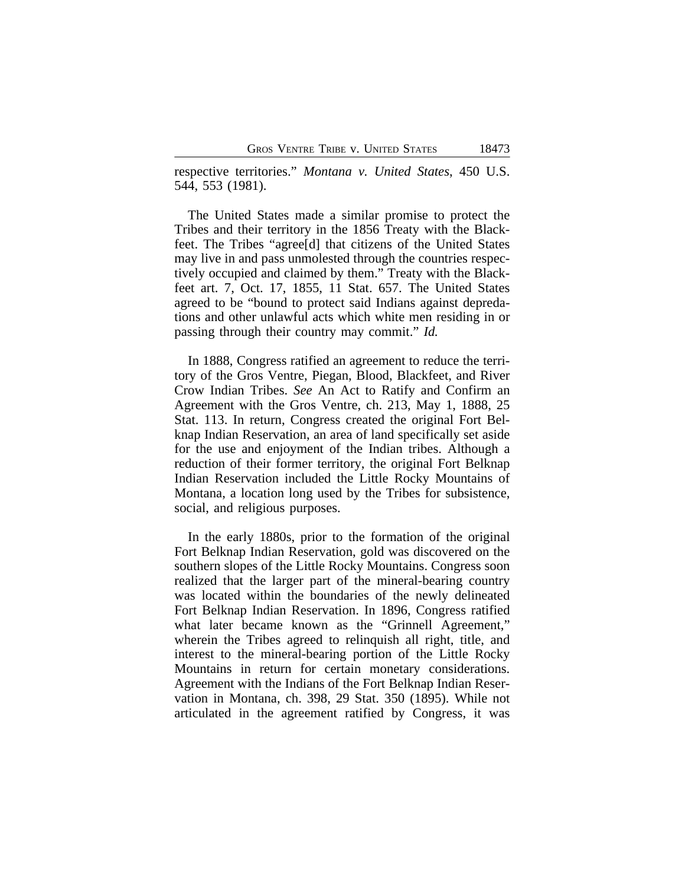respective territories." *Montana v. United States*, 450 U.S. 544, 553 (1981).

The United States made a similar promise to protect the Tribes and their territory in the 1856 Treaty with the Blackfeet. The Tribes "agree[d] that citizens of the United States may live in and pass unmolested through the countries respectively occupied and claimed by them." Treaty with the Blackfeet art. 7, Oct. 17, 1855, 11 Stat. 657. The United States agreed to be "bound to protect said Indians against depredations and other unlawful acts which white men residing in or passing through their country may commit." *Id.*

In 1888, Congress ratified an agreement to reduce the territory of the Gros Ventre, Piegan, Blood, Blackfeet, and River Crow Indian Tribes. *See* An Act to Ratify and Confirm an Agreement with the Gros Ventre, ch. 213, May 1, 1888, 25 Stat. 113. In return, Congress created the original Fort Belknap Indian Reservation, an area of land specifically set aside for the use and enjoyment of the Indian tribes. Although a reduction of their former territory, the original Fort Belknap Indian Reservation included the Little Rocky Mountains of Montana, a location long used by the Tribes for subsistence, social, and religious purposes.

In the early 1880s, prior to the formation of the original Fort Belknap Indian Reservation, gold was discovered on the southern slopes of the Little Rocky Mountains. Congress soon realized that the larger part of the mineral-bearing country was located within the boundaries of the newly delineated Fort Belknap Indian Reservation. In 1896, Congress ratified what later became known as the "Grinnell Agreement," wherein the Tribes agreed to relinquish all right, title, and interest to the mineral-bearing portion of the Little Rocky Mountains in return for certain monetary considerations. Agreement with the Indians of the Fort Belknap Indian Reservation in Montana, ch. 398, 29 Stat. 350 (1895). While not articulated in the agreement ratified by Congress, it was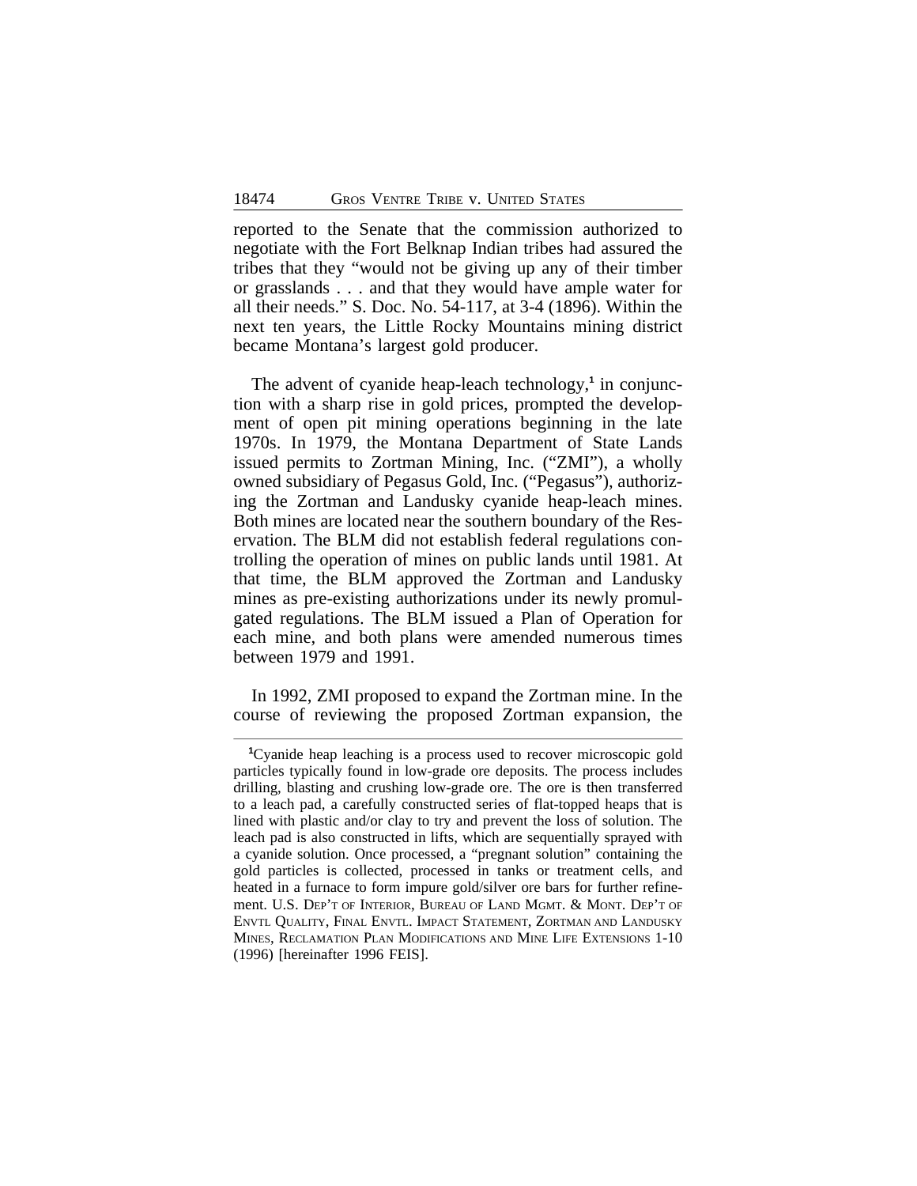reported to the Senate that the commission authorized to negotiate with the Fort Belknap Indian tribes had assured the tribes that they "would not be giving up any of their timber or grasslands . . . and that they would have ample water for all their needs." S. Doc. No. 54-117, at 3-4 (1896). Within the next ten years, the Little Rocky Mountains mining district became Montana's largest gold producer.

The advent of cyanide heap-leach technology,[1] in conjunction with a sharp rise in gold prices, prompted the development of open pit mining operations beginning in the late 1970s. In 1979, the Montana Department of State Lands issued permits to Zortman Mining, Inc. ("ZMI"), a wholly owned subsidiary of Pegasus Gold, Inc. ("Pegasus"), authorizing the Zortman and Landusky cyanide heap-leach mines. Both mines are located near the southern boundary of the Reservation. The BLM did not establish federal regulations controlling the operation of mines on public lands until 1981. At that time, the BLM approved the Zortman and Landusky mines as pre-existing authorizations under its newly promulgated regulations. The BLM issued a Plan of Operation for each mine, and both plans were amended numerous times between 1979 and 1991.

In 1992, ZMI proposed to expand the Zortman mine. In the course of reviewing the proposed Zortman expansion, the

---

[1]Cyanide heap leaching is a process used to recover microscopic gold particles typically found in low-grade ore deposits. The process includes drilling, blasting and crushing low-grade ore. The ore is then transferred to a leach pad, a carefully constructed series of flat-topped heaps that is lined with plastic and/or clay to try and prevent the loss of solution. The leach pad is also constructed in lifts, which are sequentially sprayed with a cyanide solution. Once processed, a "pregnant solution" containing the gold particles is collected, processed in tanks or treatment cells, and heated in a furnace to form impure gold/silver ore bars for further refinement. U.S. DEP'T OF INTERIOR, BUREAU OF LAND MGMT. & MONT. DEP'T OF ENVTL QUALITY, FINAL ENVTL. IMPACT STATEMENT, ZORTMAN AND LANDUSKY MINES, RECLAMATION PLAN MODIFICATIONS AND MINE LIFE EXTENSIONS 1-10 (1996) [hereinafter 1996 FEIS].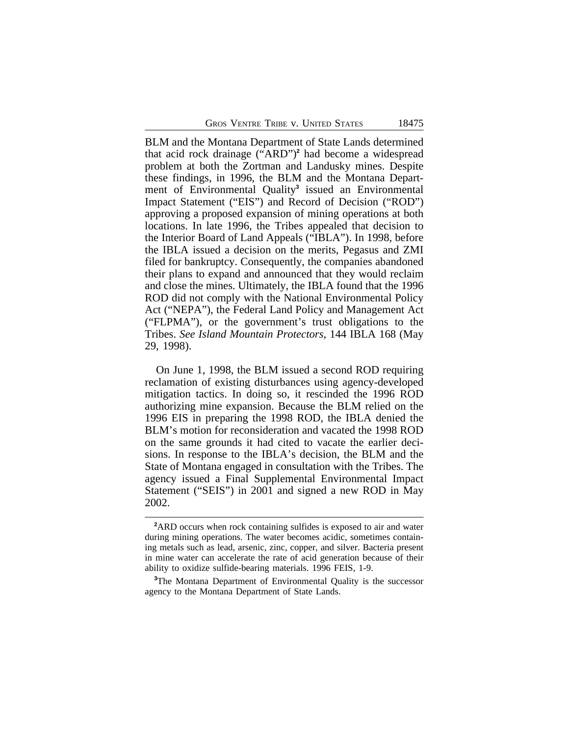BLM and the Montana Department of State Lands determined that acid rock drainage ("ARD")[2] had become a widespread problem at both the Zortman and Landusky mines. Despite these findings, in 1996, the BLM and the Montana Department of Environmental Quality[3] issued an Environmental Impact Statement ("EIS") and Record of Decision ("ROD") approving a proposed expansion of mining operations at both locations. In late 1996, the Tribes appealed that decision to the Interior Board of Land Appeals ("IBLA"). In 1998, before the IBLA issued a decision on the merits, Pegasus and ZMI filed for bankruptcy. Consequently, the companies abandoned their plans to expand and announced that they would reclaim and close the mines. Ultimately, the IBLA found that the 1996 ROD did not comply with the National Environmental Policy Act ("NEPA"), the Federal Land Policy and Management Act ("FLPMA"), or the government's trust obligations to the Tribes. *See Island Mountain Protectors*, 144 IBLA 168 (May 29, 1998).

On June 1, 1998, the BLM issued a second ROD requiring reclamation of existing disturbances using agency-developed mitigation tactics. In doing so, it rescinded the 1996 ROD authorizing mine expansion. Because the BLM relied on the 1996 EIS in preparing the 1998 ROD, the IBLA denied the BLM's motion for reconsideration and vacated the 1998 ROD on the same grounds it had cited to vacate the earlier decisions. In response to the IBLA's decision, the BLM and the State of Montana engaged in consultation with the Tribes. The agency issued a Final Supplemental Environmental Impact Statement ("SEIS") in 2001 and signed a new ROD in May 2002.

---

[2]ARD occurs when rock containing sulfides is exposed to air and water during mining operations. The water becomes acidic, sometimes containing metals such as lead, arsenic, zinc, copper, and silver. Bacteria present in mine water can accelerate the rate of acid generation because of their ability to oxidize sulfide-bearing materials. 1996 FEIS, 1-9.

[3]The Montana Department of Environmental Quality is the successor agency to the Montana Department of State Lands.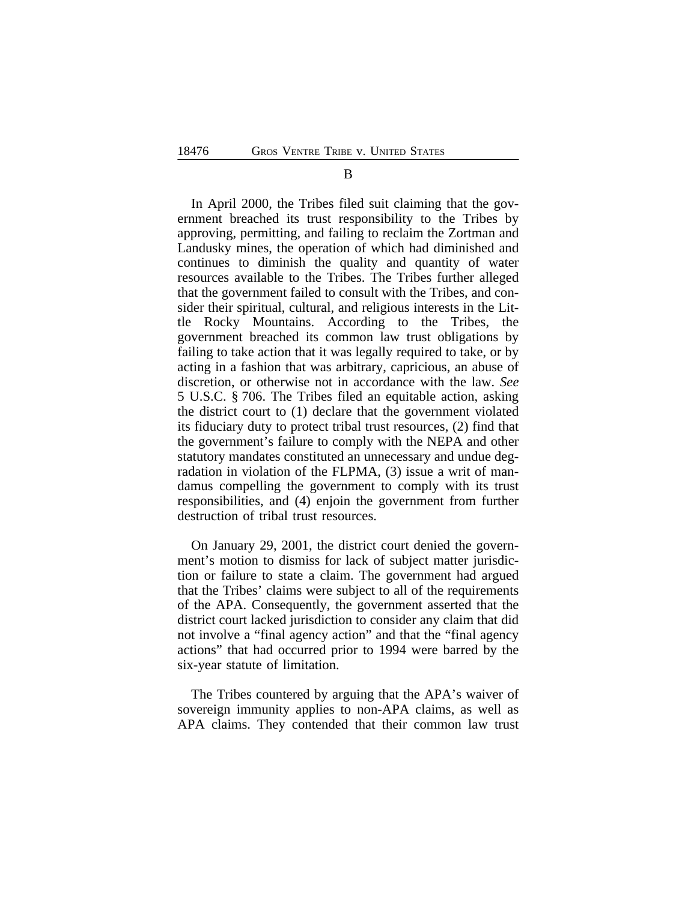## B

In April 2000, the Tribes filed suit claiming that the government breached its trust responsibility to the Tribes by approving, permitting, and failing to reclaim the Zortman and Landusky mines, the operation of which had diminished and continues to diminish the quality and quantity of water resources available to the Tribes. The Tribes further alleged that the government failed to consult with the Tribes, and consider their spiritual, cultural, and religious interests in the Little Rocky Mountains. According to the Tribes, the government breached its common law trust obligations by failing to take action that it was legally required to take, or by acting in a fashion that was arbitrary, capricious, an abuse of discretion, or otherwise not in accordance with the law. *See* 5 U.S.C. § 706. The Tribes filed an equitable action, asking the district court to (1) declare that the government violated its fiduciary duty to protect tribal trust resources, (2) find that the government's failure to comply with the NEPA and other statutory mandates constituted an unnecessary and undue degradation in violation of the FLPMA, (3) issue a writ of mandamus compelling the government to comply with its trust responsibilities, and (4) enjoin the government from further destruction of tribal trust resources.

On January 29, 2001, the district court denied the government's motion to dismiss for lack of subject matter jurisdiction or failure to state a claim. The government had argued that the Tribes' claims were subject to all of the requirements of the APA. Consequently, the government asserted that the district court lacked jurisdiction to consider any claim that did not involve a "final agency action" and that the "final agency actions" that had occurred prior to 1994 were barred by the six-year statute of limitation.

The Tribes countered by arguing that the APA's waiver of sovereign immunity applies to non-APA claims, as well as APA claims. They contended that their common law trust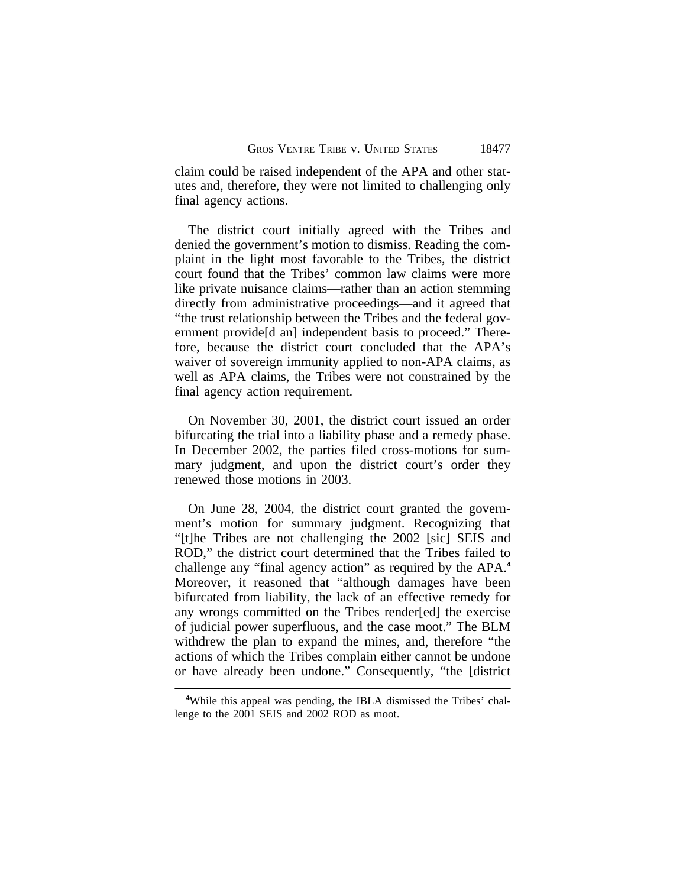claim could be raised independent of the APA and other statutes and, therefore, they were not limited to challenging only final agency actions.

The district court initially agreed with the Tribes and denied the government's motion to dismiss. Reading the complaint in the light most favorable to the Tribes, the district court found that the Tribes' common law claims were more like private nuisance claims—rather than an action stemming directly from administrative proceedings—and it agreed that "the trust relationship between the Tribes and the federal government provide[d an] independent basis to proceed." Therefore, because the district court concluded that the APA's waiver of sovereign immunity applied to non-APA claims, as well as APA claims, the Tribes were not constrained by the final agency action requirement.

On November 30, 2001, the district court issued an order bifurcating the trial into a liability phase and a remedy phase. In December 2002, the parties filed cross-motions for summary judgment, and upon the district court's order they renewed those motions in 2003.

On June 28, 2004, the district court granted the government's motion for summary judgment. Recognizing that "[t]he Tribes are not challenging the 2002 [sic] SEIS and ROD," the district court determined that the Tribes failed to challenge any "final agency action" as required by the APA.[4] Moreover, it reasoned that "although damages have been bifurcated from liability, the lack of an effective remedy for any wrongs committed on the Tribes render[ed] the exercise of judicial power superfluous, and the case moot." The BLM withdrew the plan to expand the mines, and, therefore "the actions of which the Tribes complain either cannot be undone or have already been undone." Consequently, "the [district

[4]While this appeal was pending, the IBLA dismissed the Tribes' challenge to the 2001 SEIS and 2002 ROD as moot.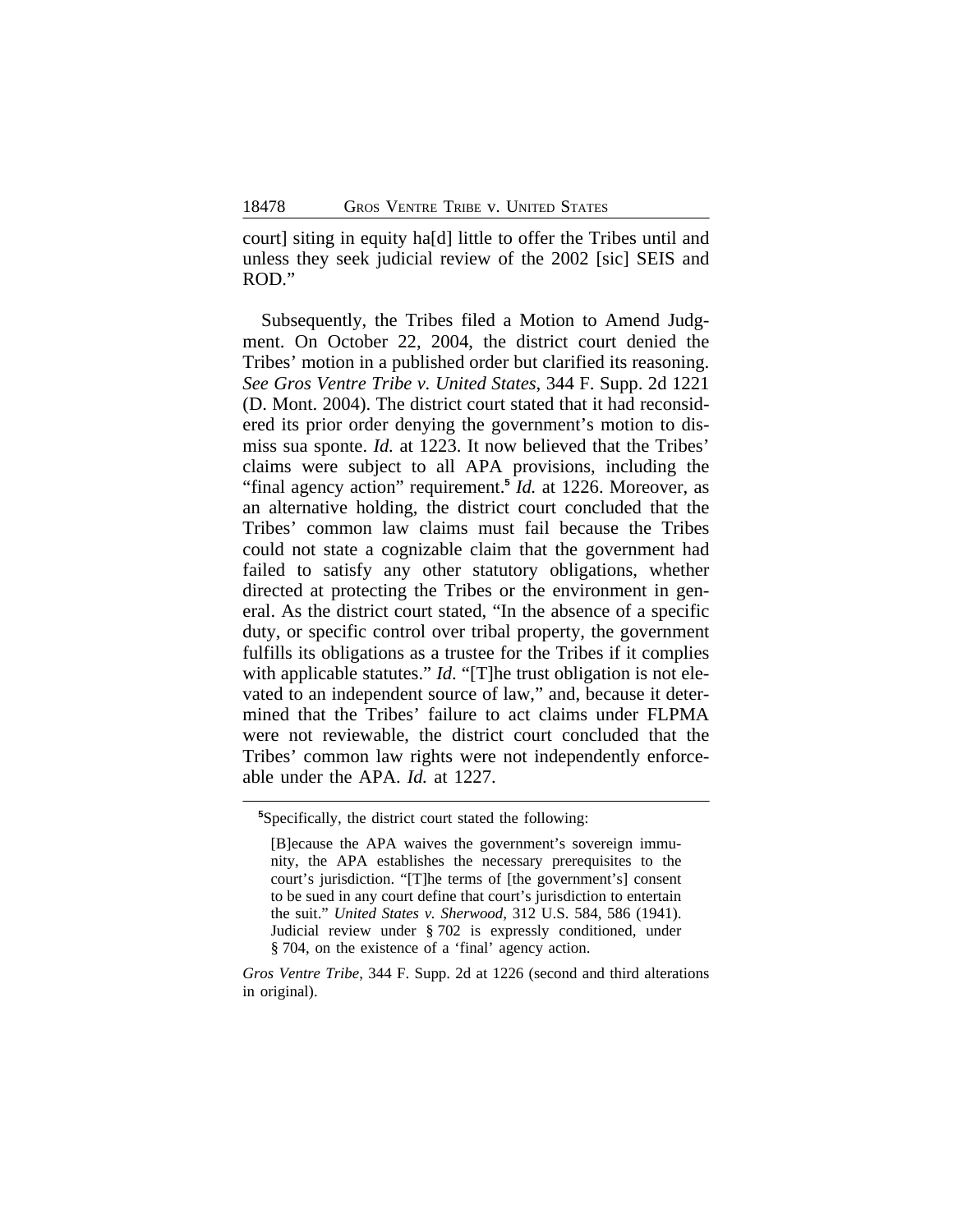court] siting in equity ha[d] little to offer the Tribes until and unless they seek judicial review of the 2002 [sic] SEIS and ROD."

Subsequently, the Tribes filed a Motion to Amend Judgment. On October 22, 2004, the district court denied the Tribes' motion in a published order but clarified its reasoning. *See Gros Ventre Tribe v. United States*, 344 F. Supp. 2d 1221 (D. Mont. 2004). The district court stated that it had reconsidered its prior order denying the government's motion to dismiss sua sponte. *Id.* at 1223. It now believed that the Tribes' claims were subject to all APA provisions, including the "final agency action" requirement.[5] *Id.* at 1226. Moreover, as an alternative holding, the district court concluded that the Tribes' common law claims must fail because the Tribes could not state a cognizable claim that the government had failed to satisfy any other statutory obligations, whether directed at protecting the Tribes or the environment in general. As the district court stated, "In the absence of a specific duty, or specific control over tribal property, the government fulfills its obligations as a trustee for the Tribes if it complies with applicable statutes." *Id.* "[T]he trust obligation is not elevated to an independent source of law," and, because it determined that the Tribes' failure to act claims under FLPMA were not reviewable, the district court concluded that the Tribes' common law rights were not independently enforceable under the APA. *Id.* at 1227.

---

[5]Specifically, the district court stated the following:

> [B]ecause the APA waives the government's sovereign immunity, the APA establishes the necessary prerequisites to the court's jurisdiction. "[T]he terms of [the government's] consent to be sued in any court define that court's jurisdiction to entertain the suit." *United States v. Sherwood*, 312 U.S. 584, 586 (1941). Judicial review under § 702 is expressly conditioned, under § 704, on the existence of a 'final' agency action.

*Gros Ventre Tribe*, 344 F. Supp. 2d at 1226 (second and third alterations in original).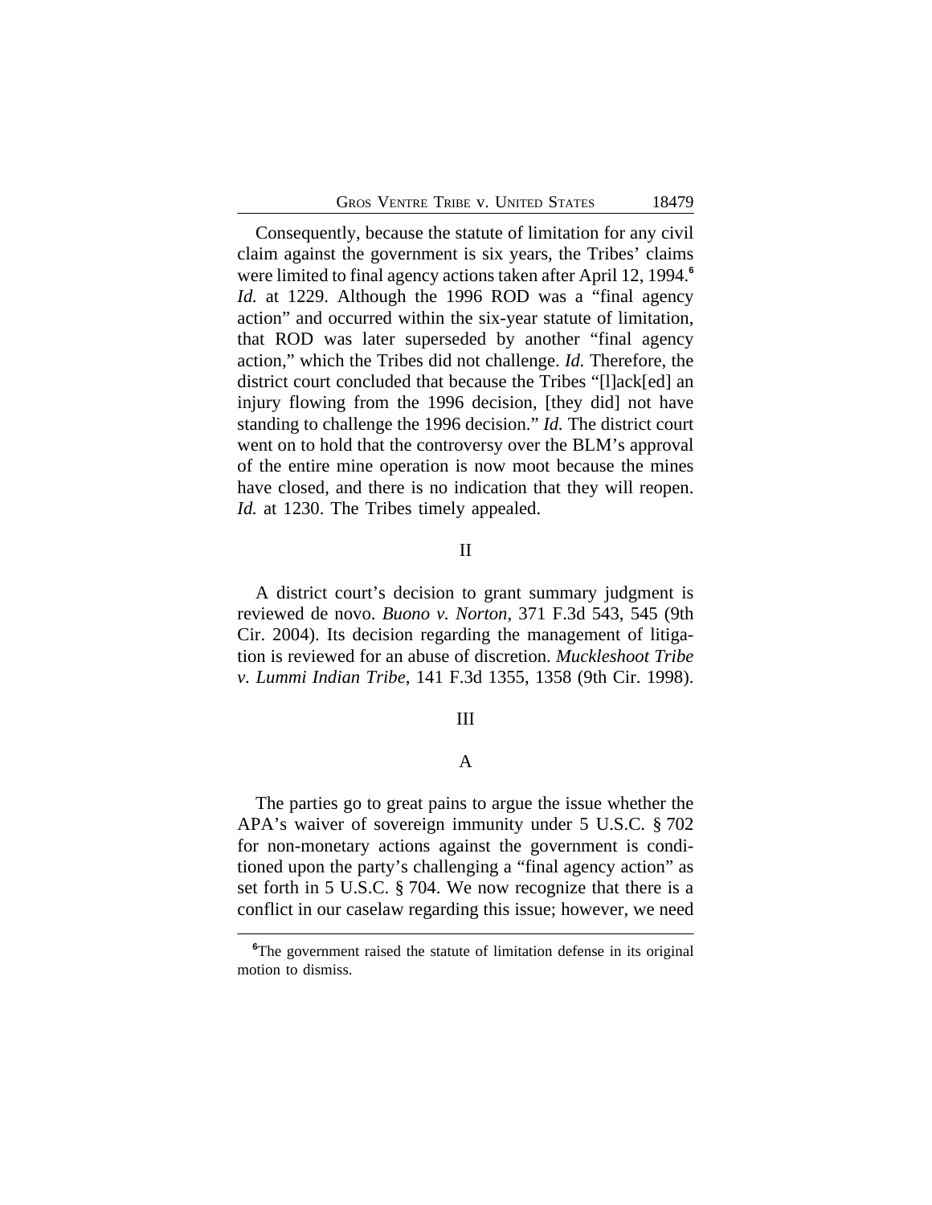Consequently, because the statute of limitation for any civil claim against the government is six years, the Tribes' claims were limited to final agency actions taken after April 12, 1994.[6] *Id.* at 1229. Although the 1996 ROD was a "final agency action" and occurred within the six-year statute of limitation, that ROD was later superseded by another "final agency action," which the Tribes did not challenge. *Id.* Therefore, the district court concluded that because the Tribes "[l]ack[ed] an injury flowing from the 1996 decision, [they did] not have standing to challenge the 1996 decision." *Id.* The district court went on to hold that the controversy over the BLM's approval of the entire mine operation is now moot because the mines have closed, and there is no indication that they will reopen. *Id.* at 1230. The Tribes timely appealed.

## II

A district court's decision to grant summary judgment is reviewed de novo. *Buono v. Norton*, 371 F.3d 543, 545 (9th Cir. 2004). Its decision regarding the management of litigation is reviewed for an abuse of discretion. *Muckleshoot Tribe v. Lummi Indian Tribe*, 141 F.3d 1355, 1358 (9th Cir. 1998).

## III

### A

The parties go to great pains to argue the issue whether the APA's waiver of sovereign immunity under 5 U.S.C. § 702 for non-monetary actions against the government is conditioned upon the party's challenging a "final agency action" as set forth in 5 U.S.C. § 704. We now recognize that there is a conflict in our caselaw regarding this issue; however, we need

---

[6]The government raised the statute of limitation defense in its original motion to dismiss.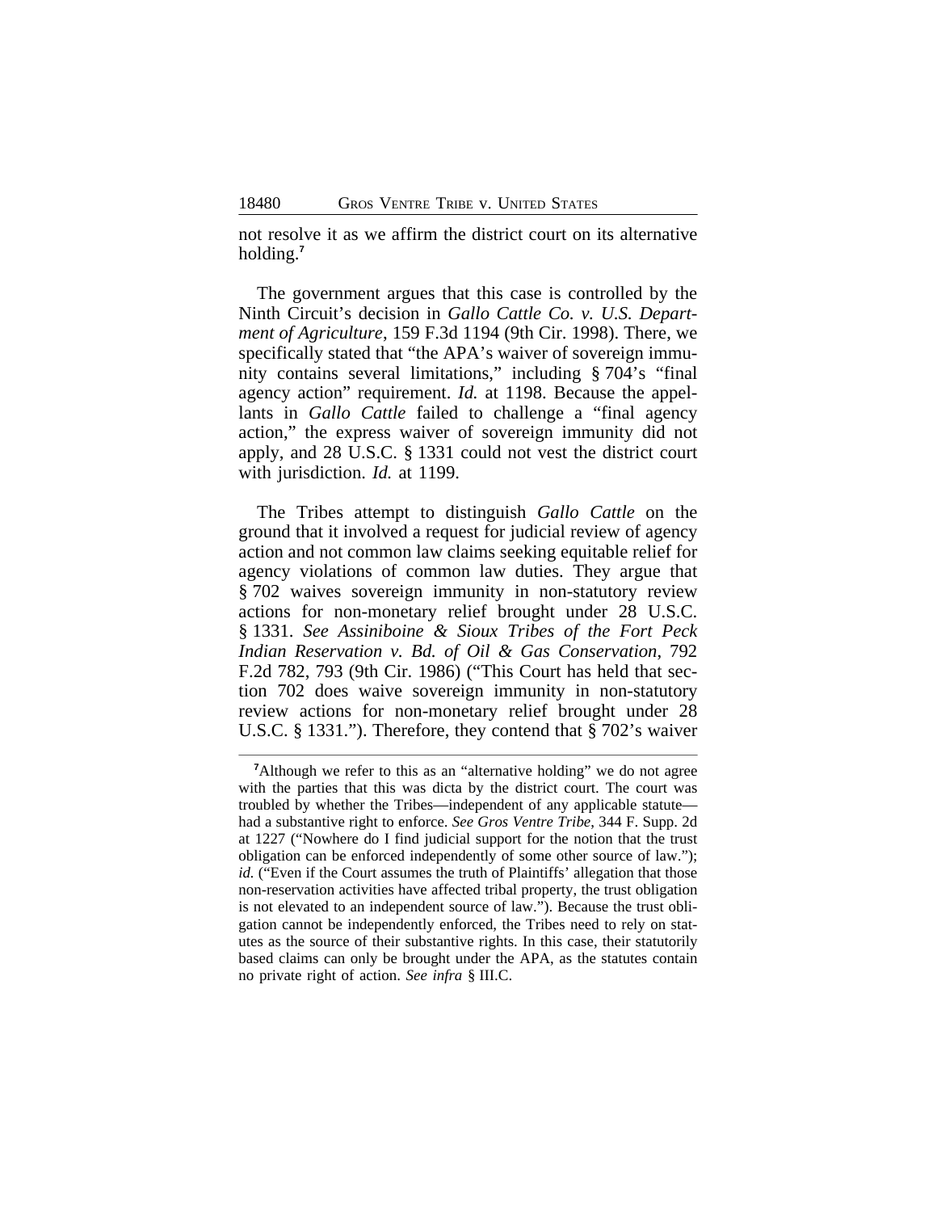not resolve it as we affirm the district court on its alternative holding.[7]

The government argues that this case is controlled by the Ninth Circuit's decision in *Gallo Cattle Co. v. U.S. Department of Agriculture*, 159 F.3d 1194 (9th Cir. 1998). There, we specifically stated that "the APA's waiver of sovereign immunity contains several limitations," including § 704's "final agency action" requirement. *Id.* at 1198. Because the appellants in *Gallo Cattle* failed to challenge a "final agency action," the express waiver of sovereign immunity did not apply, and 28 U.S.C. § 1331 could not vest the district court with jurisdiction. *Id.* at 1199.

The Tribes attempt to distinguish *Gallo Cattle* on the ground that it involved a request for judicial review of agency action and not common law claims seeking equitable relief for agency violations of common law duties. They argue that § 702 waives sovereign immunity in non-statutory review actions for non-monetary relief brought under 28 U.S.C. § 1331. *See Assiniboine & Sioux Tribes of the Fort Peck Indian Reservation v. Bd. of Oil & Gas Conservation*, 792 F.2d 782, 793 (9th Cir. 1986) ("This Court has held that section 702 does waive sovereign immunity in non-statutory review actions for non-monetary relief brought under 28 U.S.C. § 1331."). Therefore, they contend that § 702's waiver

[7]Although we refer to this as an "alternative holding" we do not agree with the parties that this was dicta by the district court. The court was troubled by whether the Tribes—independent of any applicable statute—had a substantive right to enforce. *See Gros Ventre Tribe*, 344 F. Supp. 2d at 1227 ("Nowhere do I find judicial support for the notion that the trust obligation can be enforced independently of some other source of law."); *id.* ("Even if the Court assumes the truth of Plaintiffs' allegation that those non-reservation activities have affected tribal property, the trust obligation is not elevated to an independent source of law."). Because the trust obligation cannot be independently enforced, the Tribes need to rely on statutes as the source of their substantive rights. In this case, their statutorily based claims can only be brought under the APA, as the statutes contain no private right of action. *See infra* § III.C.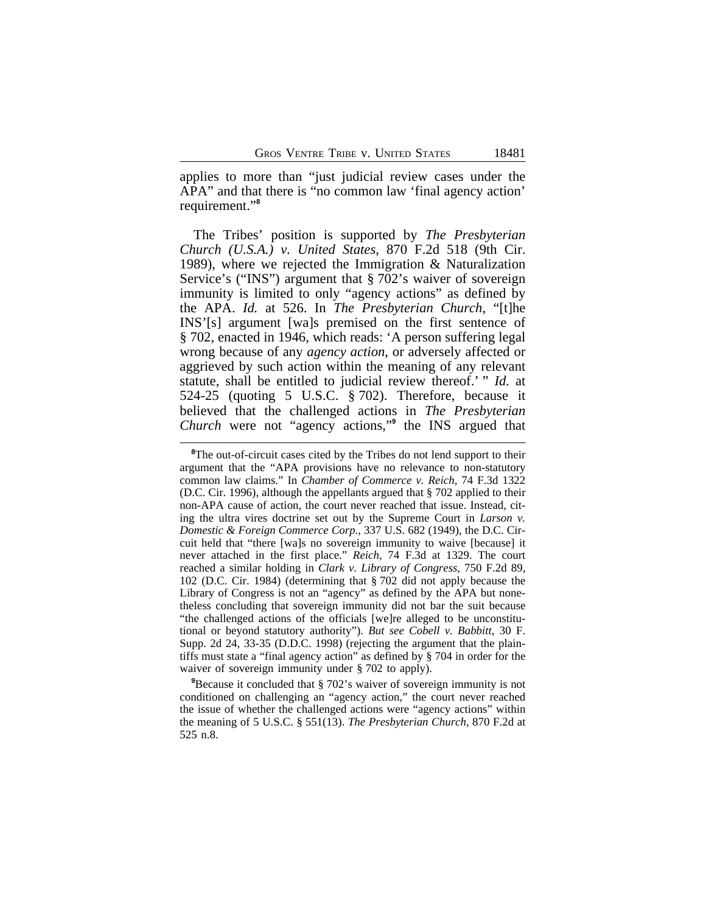applies to more than "just judicial review cases under the APA" and that there is "no common law 'final agency action' requirement."[8]

The Tribes' position is supported by *The Presbyterian Church (U.S.A.) v. United States*, 870 F.2d 518 (9th Cir. 1989), where we rejected the Immigration & Naturalization Service's ("INS") argument that § 702's waiver of sovereign immunity is limited to only "agency actions" as defined by the APA. *Id.* at 526. In *The Presbyterian Church*, "[t]he INS'[s] argument [wa]s premised on the first sentence of § 702, enacted in 1946, which reads: 'A person suffering legal wrong because of any *agency action*, or adversely affected or aggrieved by such action within the meaning of any relevant statute, shall be entitled to judicial review thereof.' " *Id.* at 524-25 (quoting 5 U.S.C. § 702). Therefore, because it believed that the challenged actions in *The Presbyterian Church* were not "agency actions,"[9] the INS argued that

---

[8]The out-of-circuit cases cited by the Tribes do not lend support to their argument that the "APA provisions have no relevance to non-statutory common law claims." In *Chamber of Commerce v. Reich*, 74 F.3d 1322 (D.C. Cir. 1996), although the appellants argued that § 702 applied to their non-APA cause of action, the court never reached that issue. Instead, citing the ultra vires doctrine set out by the Supreme Court in *Larson v. Domestic & Foreign Commerce Corp*., 337 U.S. 682 (1949), the D.C. Circuit held that "there [wa]s no sovereign immunity to waive [because] it never attached in the first place." *Reich*, 74 F.3d at 1329. The court reached a similar holding in *Clark v. Library of Congress*, 750 F.2d 89, 102 (D.C. Cir. 1984) (determining that § 702 did not apply because the Library of Congress is not an "agency" as defined by the APA but nonetheless concluding that sovereign immunity did not bar the suit because "the challenged actions of the officials [we]re alleged to be unconstitutional or beyond statutory authority"). *But see Cobell v. Babbitt*, 30 F. Supp. 2d 24, 33-35 (D.D.C. 1998) (rejecting the argument that the plaintiffs must state a "final agency action" as defined by § 704 in order for the waiver of sovereign immunity under § 702 to apply).

[9]Because it concluded that § 702's waiver of sovereign immunity is not conditioned on challenging an "agency action," the court never reached the issue of whether the challenged actions were "agency actions" within the meaning of 5 U.S.C. § 551(13). *The Presbyterian Church*, 870 F.2d at 525 n.8.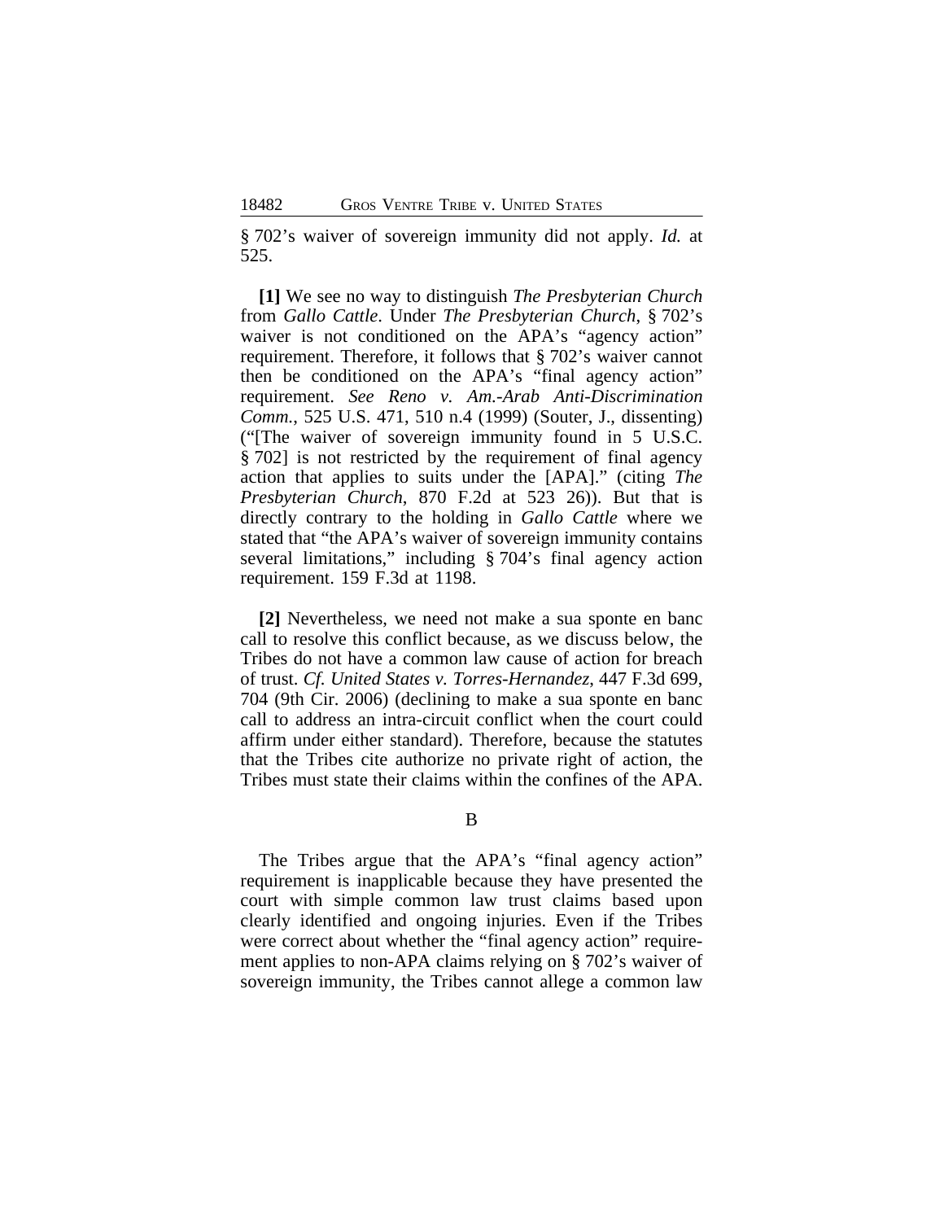§ 702's waiver of sovereign immunity did not apply. *Id.* at 525.

**[1]** We see no way to distinguish *The Presbyterian Church* from *Gallo Cattle*. Under *The Presbyterian Church*, § 702's waiver is not conditioned on the APA's "agency action" requirement. Therefore, it follows that § 702's waiver cannot then be conditioned on the APA's "final agency action" requirement. *See Reno v. Am.-Arab Anti-Discrimination Comm.*, 525 U.S. 471, 510 n.4 (1999) (Souter, J., dissenting) ("[The waiver of sovereign immunity found in 5 U.S.C. § 702] is not restricted by the requirement of final agency action that applies to suits under the [APA]." (citing *The Presbyterian Church*, 870 F.2d at 523 26)). But that is directly contrary to the holding in *Gallo Cattle* where we stated that "the APA's waiver of sovereign immunity contains several limitations," including § 704's final agency action requirement. 159 F.3d at 1198.

**[2]** Nevertheless, we need not make a sua sponte en banc call to resolve this conflict because, as we discuss below, the Tribes do not have a common law cause of action for breach of trust. *Cf. United States v. Torres-Hernandez*, 447 F.3d 699, 704 (9th Cir. 2006) (declining to make a sua sponte en banc call to address an intra-circuit conflict when the court could affirm under either standard). Therefore, because the statutes that the Tribes cite authorize no private right of action, the Tribes must state their claims within the confines of the APA.

B

The Tribes argue that the APA's "final agency action" requirement is inapplicable because they have presented the court with simple common law trust claims based upon clearly identified and ongoing injuries. Even if the Tribes were correct about whether the "final agency action" requirement applies to non-APA claims relying on § 702's waiver of sovereign immunity, the Tribes cannot allege a common law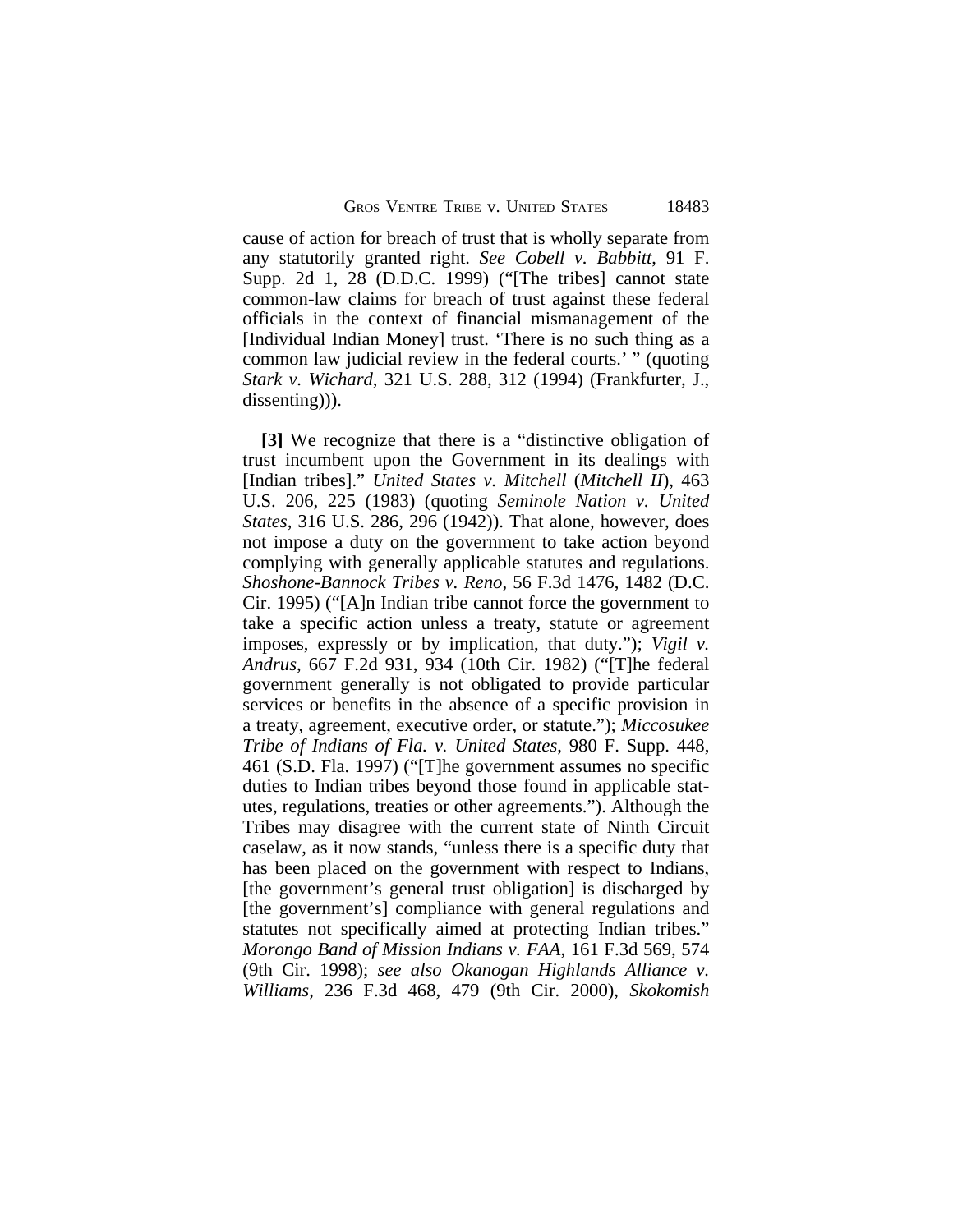cause of action for breach of trust that is wholly separate from any statutorily granted right. *See Cobell v. Babbitt*, 91 F. Supp. 2d 1, 28 (D.D.C. 1999) ("[The tribes] cannot state common-law claims for breach of trust against these federal officials in the context of financial mismanagement of the [Individual Indian Money] trust. 'There is no such thing as a common law judicial review in the federal courts.' " (quoting *Stark v. Wichard*, 321 U.S. 288, 312 (1994) (Frankfurter, J., dissenting))).

**[3]** We recognize that there is a "distinctive obligation of trust incumbent upon the Government in its dealings with [Indian tribes]." *United States v. Mitchell* (*Mitchell II*), 463 U.S. 206, 225 (1983) (quoting *Seminole Nation v. United States*, 316 U.S. 286, 296 (1942)). That alone, however, does not impose a duty on the government to take action beyond complying with generally applicable statutes and regulations. *Shoshone-Bannock Tribes v. Reno*, 56 F.3d 1476, 1482 (D.C. Cir. 1995) ("[A]n Indian tribe cannot force the government to take a specific action unless a treaty, statute or agreement imposes, expressly or by implication, that duty."); *Vigil v. Andrus*, 667 F.2d 931, 934 (10th Cir. 1982) ("[T]he federal government generally is not obligated to provide particular services or benefits in the absence of a specific provision in a treaty, agreement, executive order, or statute."); *Miccosukee Tribe of Indians of Fla. v. United States*, 980 F. Supp. 448, 461 (S.D. Fla. 1997) ("[T]he government assumes no specific duties to Indian tribes beyond those found in applicable statutes, regulations, treaties or other agreements."). Although the Tribes may disagree with the current state of Ninth Circuit caselaw, as it now stands, "unless there is a specific duty that has been placed on the government with respect to Indians, [the government's general trust obligation] is discharged by [the government's] compliance with general regulations and statutes not specifically aimed at protecting Indian tribes." *Morongo Band of Mission Indians v. FAA*, 161 F.3d 569, 574 (9th Cir. 1998); *see also Okanogan Highlands Alliance v. Williams*, 236 F.3d 468, 479 (9th Cir. 2000), *Skokomish*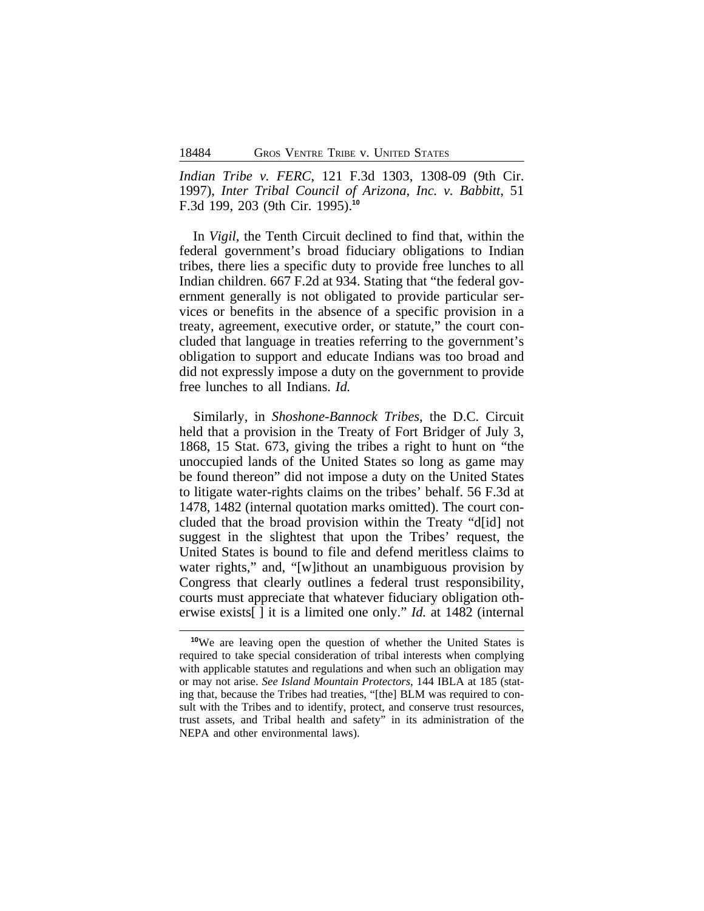*Indian Tribe v. FERC*, 121 F.3d 1303, 1308-09 (9th Cir. 1997), *Inter Tribal Council of Arizona, Inc. v. Babbitt*, 51 F.3d 199, 203 (9th Cir. 1995).[10]

In *Vigil*, the Tenth Circuit declined to find that, within the federal government's broad fiduciary obligations to Indian tribes, there lies a specific duty to provide free lunches to all Indian children. 667 F.2d at 934. Stating that "the federal government generally is not obligated to provide particular services or benefits in the absence of a specific provision in a treaty, agreement, executive order, or statute," the court concluded that language in treaties referring to the government's obligation to support and educate Indians was too broad and did not expressly impose a duty on the government to provide free lunches to all Indians. *Id.*

Similarly, in *Shoshone-Bannock Tribes*, the D.C. Circuit held that a provision in the Treaty of Fort Bridger of July 3, 1868, 15 Stat. 673, giving the tribes a right to hunt on "the unoccupied lands of the United States so long as game may be found thereon" did not impose a duty on the United States to litigate water-rights claims on the tribes' behalf. 56 F.3d at 1478, 1482 (internal quotation marks omitted). The court concluded that the broad provision within the Treaty "d[id] not suggest in the slightest that upon the Tribes' request, the United States is bound to file and defend meritless claims to water rights," and, "[w]ithout an unambiguous provision by Congress that clearly outlines a federal trust responsibility, courts must appreciate that whatever fiduciary obligation otherwise exists[ ] it is a limited one only." *Id.* at 1482 (internal

---

[10]We are leaving open the question of whether the United States is required to take special consideration of tribal interests when complying with applicable statutes and regulations and when such an obligation may or may not arise. *See Island Mountain Protectors*, 144 IBLA at 185 (stating that, because the Tribes had treaties, "[the] BLM was required to consult with the Tribes and to identify, protect, and conserve trust resources, trust assets, and Tribal health and safety" in its administration of the NEPA and other environmental laws).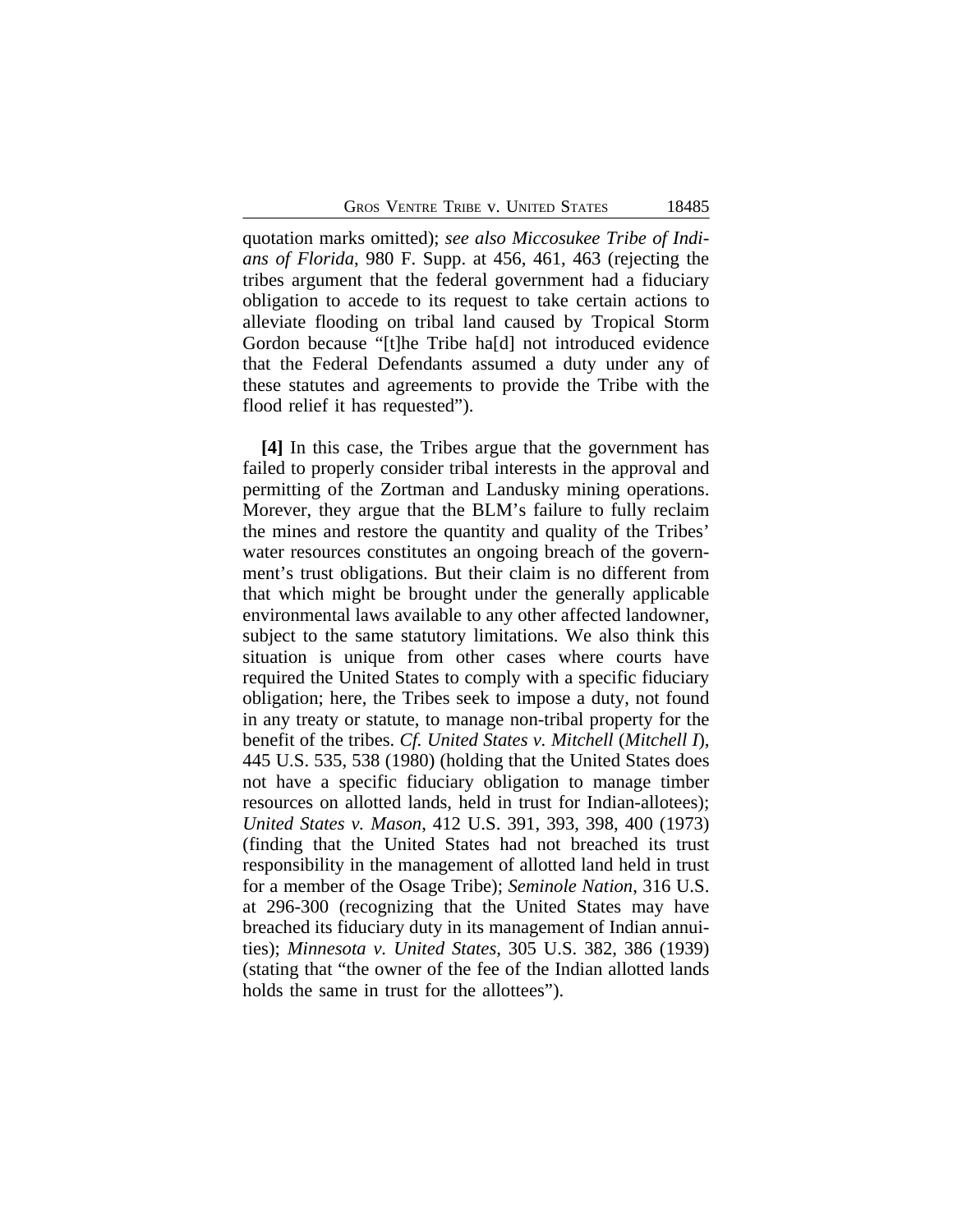quotation marks omitted); *see also Miccosukee Tribe of Indians of Florida*, 980 F. Supp. at 456, 461, 463 (rejecting the tribes argument that the federal government had a fiduciary obligation to accede to its request to take certain actions to alleviate flooding on tribal land caused by Tropical Storm Gordon because "[t]he Tribe ha[d] not introduced evidence that the Federal Defendants assumed a duty under any of these statutes and agreements to provide the Tribe with the flood relief it has requested").

**[4]** In this case, the Tribes argue that the government has failed to properly consider tribal interests in the approval and permitting of the Zortman and Landusky mining operations. Morever, they argue that the BLM's failure to fully reclaim the mines and restore the quantity and quality of the Tribes' water resources constitutes an ongoing breach of the government's trust obligations. But their claim is no different from that which might be brought under the generally applicable environmental laws available to any other affected landowner, subject to the same statutory limitations. We also think this situation is unique from other cases where courts have required the United States to comply with a specific fiduciary obligation; here, the Tribes seek to impose a duty, not found in any treaty or statute, to manage non-tribal property for the benefit of the tribes. *Cf. United States v. Mitchell* (*Mitchell I*), 445 U.S. 535, 538 (1980) (holding that the United States does not have a specific fiduciary obligation to manage timber resources on allotted lands, held in trust for Indian-allotees); *United States v. Mason*, 412 U.S. 391, 393, 398, 400 (1973) (finding that the United States had not breached its trust responsibility in the management of allotted land held in trust for a member of the Osage Tribe); *Seminole Nation*, 316 U.S. at 296-300 (recognizing that the United States may have breached its fiduciary duty in its management of Indian annuities); *Minnesota v. United States*, 305 U.S. 382, 386 (1939) (stating that "the owner of the fee of the Indian allotted lands holds the same in trust for the allottees").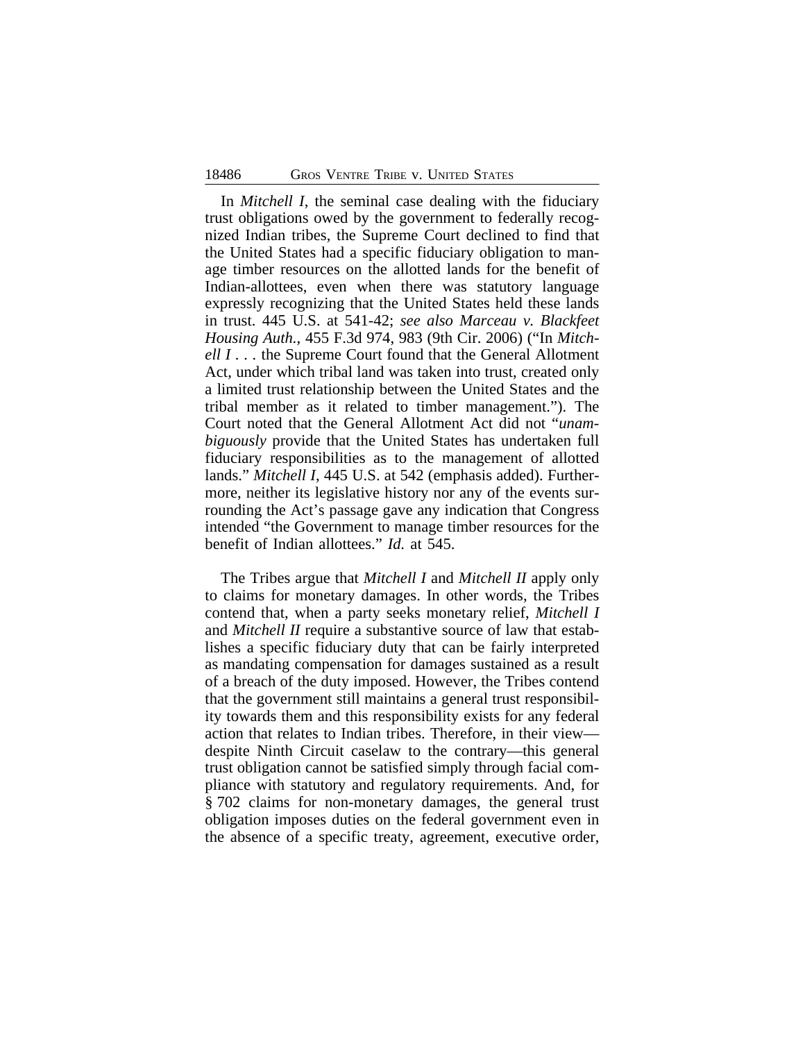In *Mitchell I*, the seminal case dealing with the fiduciary trust obligations owed by the government to federally recognized Indian tribes, the Supreme Court declined to find that the United States had a specific fiduciary obligation to manage timber resources on the allotted lands for the benefit of Indian-allottees, even when there was statutory language expressly recognizing that the United States held these lands in trust. 445 U.S. at 541-42; *see also Marceau v. Blackfeet Housing Auth.*, 455 F.3d 974, 983 (9th Cir. 2006) ("In *Mitchell I* . . . the Supreme Court found that the General Allotment Act, under which tribal land was taken into trust, created only a limited trust relationship between the United States and the tribal member as it related to timber management."). The Court noted that the General Allotment Act did not "*unambiguously* provide that the United States has undertaken full fiduciary responsibilities as to the management of allotted lands." *Mitchell I*, 445 U.S. at 542 (emphasis added). Furthermore, neither its legislative history nor any of the events surrounding the Act's passage gave any indication that Congress intended "the Government to manage timber resources for the benefit of Indian allottees." *Id.* at 545.

The Tribes argue that *Mitchell I* and *Mitchell II* apply only to claims for monetary damages. In other words, the Tribes contend that, when a party seeks monetary relief, *Mitchell I* and *Mitchell II* require a substantive source of law that establishes a specific fiduciary duty that can be fairly interpreted as mandating compensation for damages sustained as a result of a breach of the duty imposed. However, the Tribes contend that the government still maintains a general trust responsibility towards them and this responsibility exists for any federal action that relates to Indian tribes. Therefore, in their view—despite Ninth Circuit caselaw to the contrary—this general trust obligation cannot be satisfied simply through facial compliance with statutory and regulatory requirements. And, for § 702 claims for non-monetary damages, the general trust obligation imposes duties on the federal government even in the absence of a specific treaty, agreement, executive order,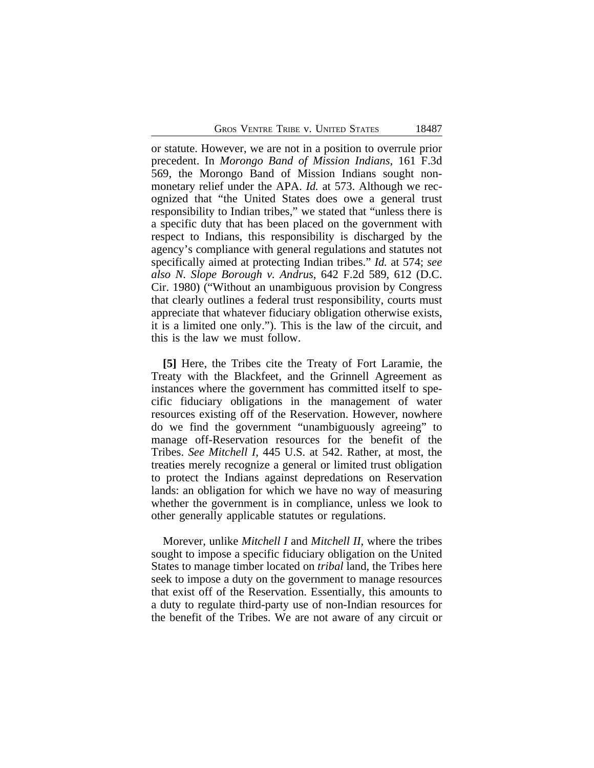or statute. However, we are not in a position to overrule prior precedent. In *Morongo Band of Mission Indians*, 161 F.3d 569, the Morongo Band of Mission Indians sought non-monetary relief under the APA. *Id.* at 573. Although we recognized that "the United States does owe a general trust responsibility to Indian tribes," we stated that "unless there is a specific duty that has been placed on the government with respect to Indians, this responsibility is discharged by the agency's compliance with general regulations and statutes not specifically aimed at protecting Indian tribes." *Id.* at 574; *see also N. Slope Borough v. Andrus*, 642 F.2d 589, 612 (D.C. Cir. 1980) ("Without an unambiguous provision by Congress that clearly outlines a federal trust responsibility, courts must appreciate that whatever fiduciary obligation otherwise exists, it is a limited one only."). This is the law of the circuit, and this is the law we must follow.

**[5]** Here, the Tribes cite the Treaty of Fort Laramie, the Treaty with the Blackfeet, and the Grinnell Agreement as instances where the government has committed itself to specific fiduciary obligations in the management of water resources existing off of the Reservation. However, nowhere do we find the government "unambiguously agreeing" to manage off-Reservation resources for the benefit of the Tribes. *See Mitchell I*, 445 U.S. at 542. Rather, at most, the treaties merely recognize a general or limited trust obligation to protect the Indians against depredations on Reservation lands: an obligation for which we have no way of measuring whether the government is in compliance, unless we look to other generally applicable statutes or regulations.

Morever, unlike *Mitchell I* and *Mitchell II*, where the tribes sought to impose a specific fiduciary obligation on the United States to manage timber located on *tribal* land, the Tribes here seek to impose a duty on the government to manage resources that exist off of the Reservation. Essentially, this amounts to a duty to regulate third-party use of non-Indian resources for the benefit of the Tribes. We are not aware of any circuit or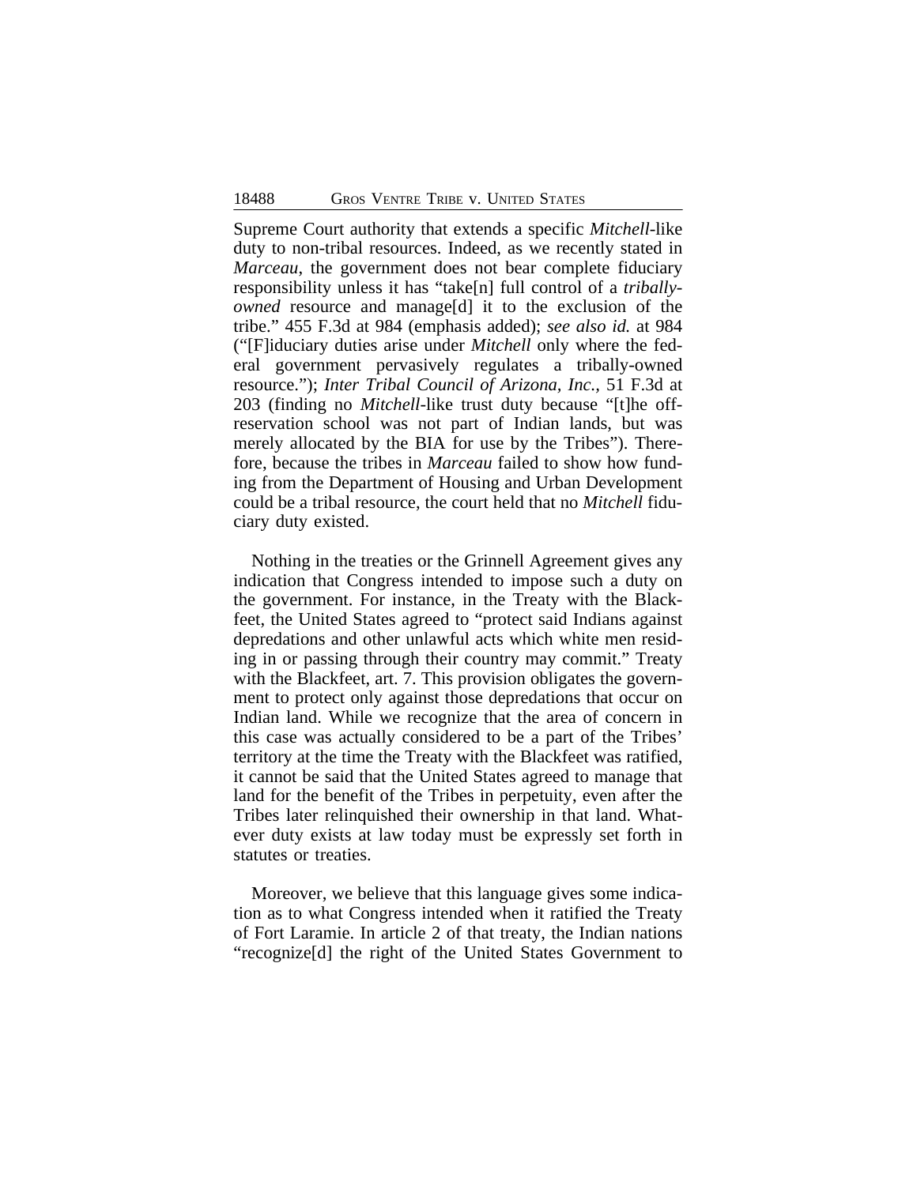Supreme Court authority that extends a specific *Mitchell*-like duty to non-tribal resources. Indeed, as we recently stated in *Marceau*, the government does not bear complete fiduciary responsibility unless it has "take[n] full control of a *tribally-owned* resource and manage[d] it to the exclusion of the tribe." 455 F.3d at 984 (emphasis added); *see also id.* at 984 ("[F]iduciary duties arise under *Mitchell* only where the federal government pervasively regulates a tribally-owned resource."); *Inter Tribal Council of Arizona, Inc.*, 51 F.3d at 203 (finding no *Mitchell*-like trust duty because "[t]he off-reservation school was not part of Indian lands, but was merely allocated by the BIA for use by the Tribes"). Therefore, because the tribes in *Marceau* failed to show how funding from the Department of Housing and Urban Development could be a tribal resource, the court held that no *Mitchell* fiduciary duty existed.

Nothing in the treaties or the Grinnell Agreement gives any indication that Congress intended to impose such a duty on the government. For instance, in the Treaty with the Blackfeet, the United States agreed to "protect said Indians against depredations and other unlawful acts which white men residing in or passing through their country may commit." Treaty with the Blackfeet, art. 7. This provision obligates the government to protect only against those depredations that occur on Indian land. While we recognize that the area of concern in this case was actually considered to be a part of the Tribes' territory at the time the Treaty with the Blackfeet was ratified, it cannot be said that the United States agreed to manage that land for the benefit of the Tribes in perpetuity, even after the Tribes later relinquished their ownership in that land. Whatever duty exists at law today must be expressly set forth in statutes or treaties.

Moreover, we believe that this language gives some indication as to what Congress intended when it ratified the Treaty of Fort Laramie. In article 2 of that treaty, the Indian nations "recognize[d] the right of the United States Government to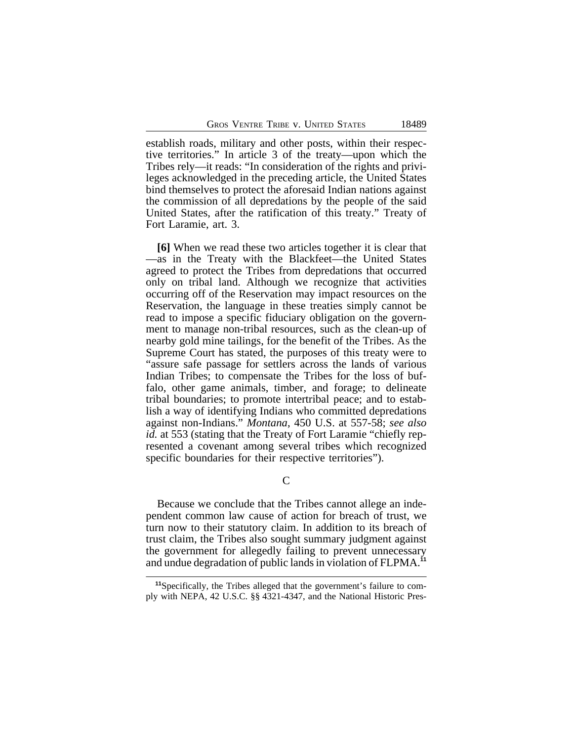establish roads, military and other posts, within their respective territories." In article 3 of the treaty—upon which the Tribes rely—it reads: "In consideration of the rights and privileges acknowledged in the preceding article, the United States bind themselves to protect the aforesaid Indian nations against the commission of all depredations by the people of the said United States, after the ratification of this treaty." Treaty of Fort Laramie, art. 3.

**[6]** When we read these two articles together it is clear that —as in the Treaty with the Blackfeet—the United States agreed to protect the Tribes from depredations that occurred only on tribal land. Although we recognize that activities occurring off of the Reservation may impact resources on the Reservation, the language in these treaties simply cannot be read to impose a specific fiduciary obligation on the government to manage non-tribal resources, such as the clean-up of nearby gold mine tailings, for the benefit of the Tribes. As the Supreme Court has stated, the purposes of this treaty were to "assure safe passage for settlers across the lands of various Indian Tribes; to compensate the Tribes for the loss of buffalo, other game animals, timber, and forage; to delineate tribal boundaries; to promote intertribal peace; and to establish a way of identifying Indians who committed depredations against non-Indians." *Montana*, 450 U.S. at 557-58; *see also id.* at 553 (stating that the Treaty of Fort Laramie "chiefly represented a covenant among several tribes which recognized specific boundaries for their respective territories").

C

Because we conclude that the Tribes cannot allege an independent common law cause of action for breach of trust, we turn now to their statutory claim. In addition to its breach of trust claim, the Tribes also sought summary judgment against the government for allegedly failing to prevent unnecessary and undue degradation of public lands in violation of FLPMA.[11]

[11] Specifically, the Tribes alleged that the government's failure to comply with NEPA, 42 U.S.C. §§ 4321-4347, and the National Historic Pres-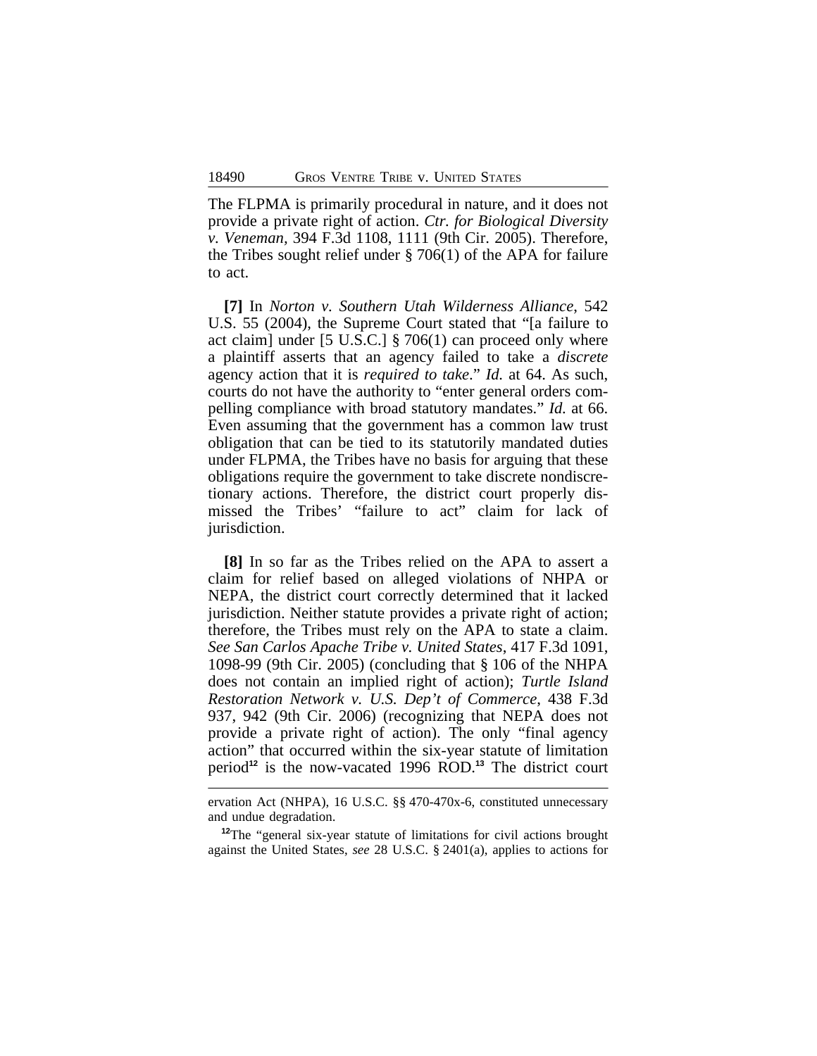The FLPMA is primarily procedural in nature, and it does not provide a private right of action. *Ctr. for Biological Diversity v. Veneman*, 394 F.3d 1108, 1111 (9th Cir. 2005). Therefore, the Tribes sought relief under § 706(1) of the APA for failure to act.

**[7]** In *Norton v. Southern Utah Wilderness Alliance*, 542 U.S. 55 (2004), the Supreme Court stated that "[a failure to act claim] under [5 U.S.C.] § 706(1) can proceed only where a plaintiff asserts that an agency failed to take a *discrete* agency action that it is *required to take*." *Id.* at 64. As such, courts do not have the authority to "enter general orders compelling compliance with broad statutory mandates." *Id.* at 66. Even assuming that the government has a common law trust obligation that can be tied to its statutorily mandated duties under FLPMA, the Tribes have no basis for arguing that these obligations require the government to take discrete nondiscretionary actions. Therefore, the district court properly dismissed the Tribes' "failure to act" claim for lack of jurisdiction.

**[8]** In so far as the Tribes relied on the APA to assert a claim for relief based on alleged violations of NHPA or NEPA, the district court correctly determined that it lacked jurisdiction. Neither statute provides a private right of action; therefore, the Tribes must rely on the APA to state a claim. *See San Carlos Apache Tribe v. United States*, 417 F.3d 1091, 1098-99 (9th Cir. 2005) (concluding that § 106 of the NHPA does not contain an implied right of action); *Turtle Island Restoration Network v. U.S. Dep't of Commerce*, 438 F.3d 937, 942 (9th Cir. 2006) (recognizing that NEPA does not provide a private right of action). The only "final agency action" that occurred within the six-year statute of limitation period[12] is the now-vacated 1996 ROD.[13] The district court

---

ervation Act (NHPA), 16 U.S.C. §§ 470-470x-6, constituted unnecessary and undue degradation.

[12]The "general six-year statute of limitations for civil actions brought against the United States, *see* 28 U.S.C. § 2401(a), applies to actions for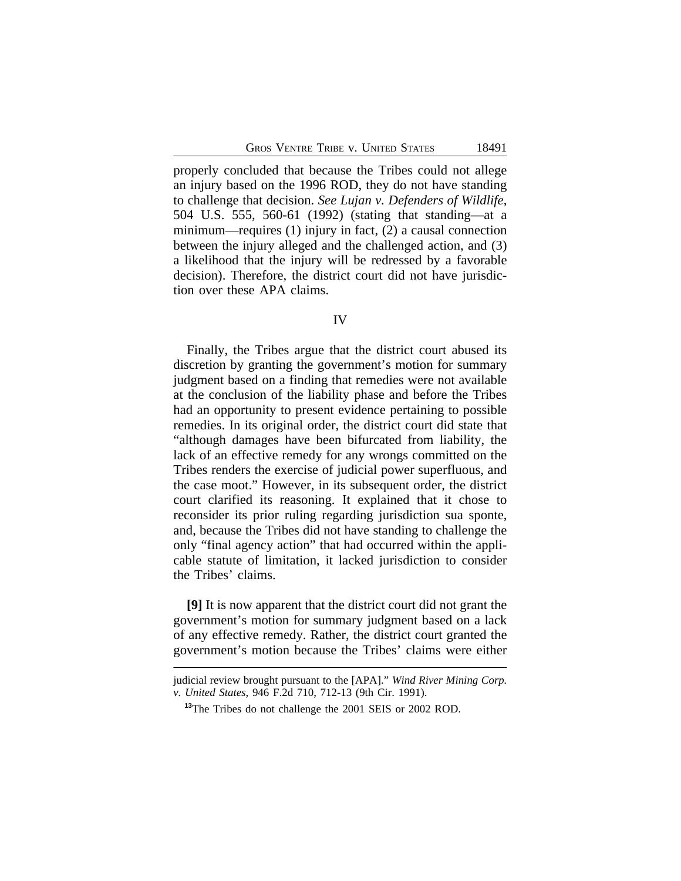properly concluded that because the Tribes could not allege an injury based on the 1996 ROD, they do not have standing to challenge that decision. *See Lujan v. Defenders of Wildlife*, 504 U.S. 555, 560-61 (1992) (stating that standing—at a minimum—requires (1) injury in fact, (2) a causal connection between the injury alleged and the challenged action, and (3) a likelihood that the injury will be redressed by a favorable decision). Therefore, the district court did not have jurisdiction over these APA claims.

## IV

Finally, the Tribes argue that the district court abused its discretion by granting the government's motion for summary judgment based on a finding that remedies were not available at the conclusion of the liability phase and before the Tribes had an opportunity to present evidence pertaining to possible remedies. In its original order, the district court did state that "although damages have been bifurcated from liability, the lack of an effective remedy for any wrongs committed on the Tribes renders the exercise of judicial power superfluous, and the case moot." However, in its subsequent order, the district court clarified its reasoning. It explained that it chose to reconsider its prior ruling regarding jurisdiction sua sponte, and, because the Tribes did not have standing to challenge the only "final agency action" that had occurred within the applicable statute of limitation, it lacked jurisdiction to consider the Tribes' claims.

**[9]** It is now apparent that the district court did not grant the government's motion for summary judgment based on a lack of any effective remedy. Rather, the district court granted the government's motion because the Tribes' claims were either

---

judicial review brought pursuant to the [APA]." *Wind River Mining Corp. v. United States*, 946 F.2d 710, 712-13 (9th Cir. 1991).

[13]The Tribes do not challenge the 2001 SEIS or 2002 ROD.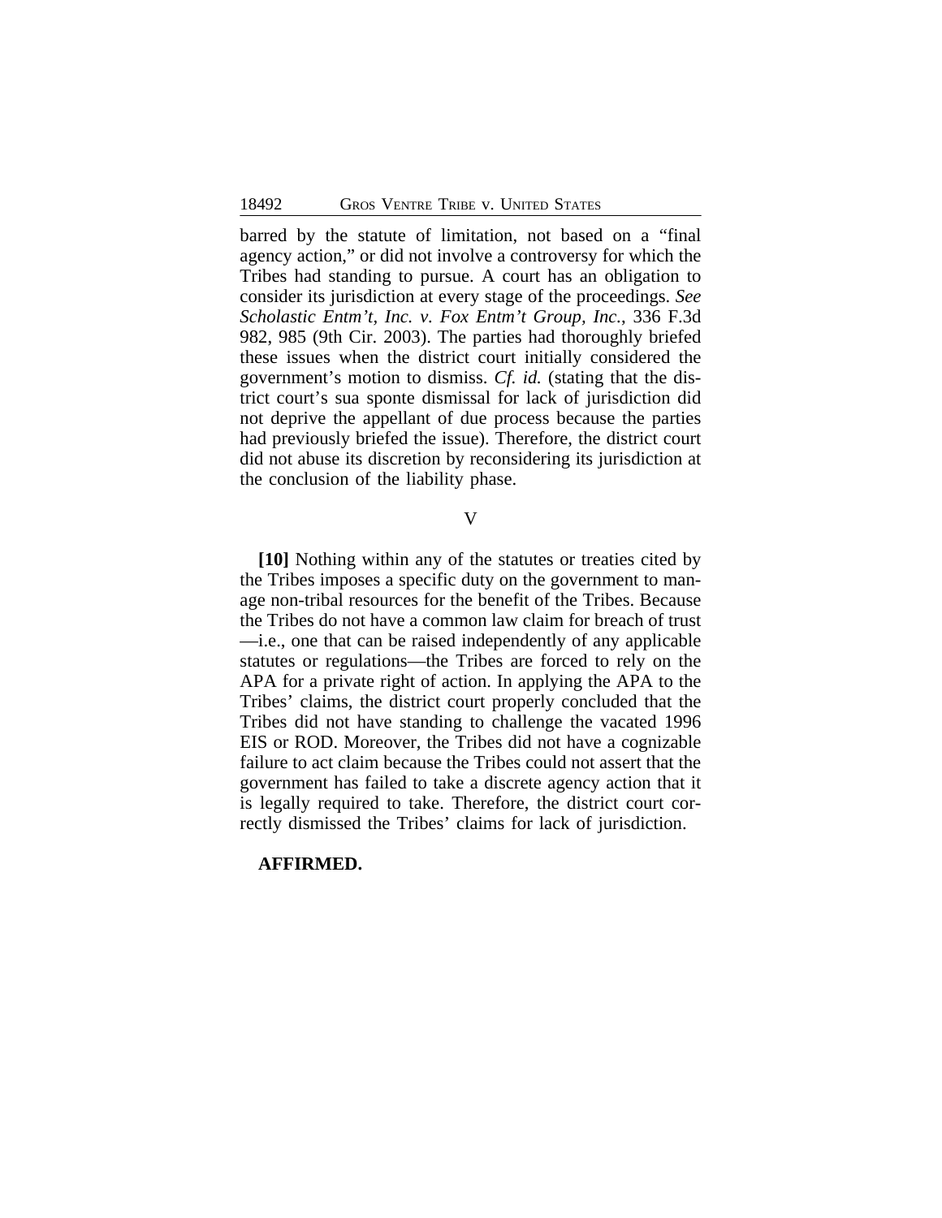barred by the statute of limitation, not based on a "final agency action," or did not involve a controversy for which the Tribes had standing to pursue. A court has an obligation to consider its jurisdiction at every stage of the proceedings. *See Scholastic Entm't, Inc. v. Fox Entm't Group, Inc.*, 336 F.3d 982, 985 (9th Cir. 2003). The parties had thoroughly briefed these issues when the district court initially considered the government's motion to dismiss. *Cf. id.* (stating that the district court's sua sponte dismissal for lack of jurisdiction did not deprive the appellant of due process because the parties had previously briefed the issue). Therefore, the district court did not abuse its discretion by reconsidering its jurisdiction at the conclusion of the liability phase.

V

**[10]** Nothing within any of the statutes or treaties cited by the Tribes imposes a specific duty on the government to manage non-tribal resources for the benefit of the Tribes. Because the Tribes do not have a common law claim for breach of trust —i.e., one that can be raised independently of any applicable statutes or regulations—the Tribes are forced to rely on the APA for a private right of action. In applying the APA to the Tribes' claims, the district court properly concluded that the Tribes did not have standing to challenge the vacated 1996 EIS or ROD. Moreover, the Tribes did not have a cognizable failure to act claim because the Tribes could not assert that the government has failed to take a discrete agency action that it is legally required to take. Therefore, the district court correctly dismissed the Tribes' claims for lack of jurisdiction.

**AFFIRMED.**